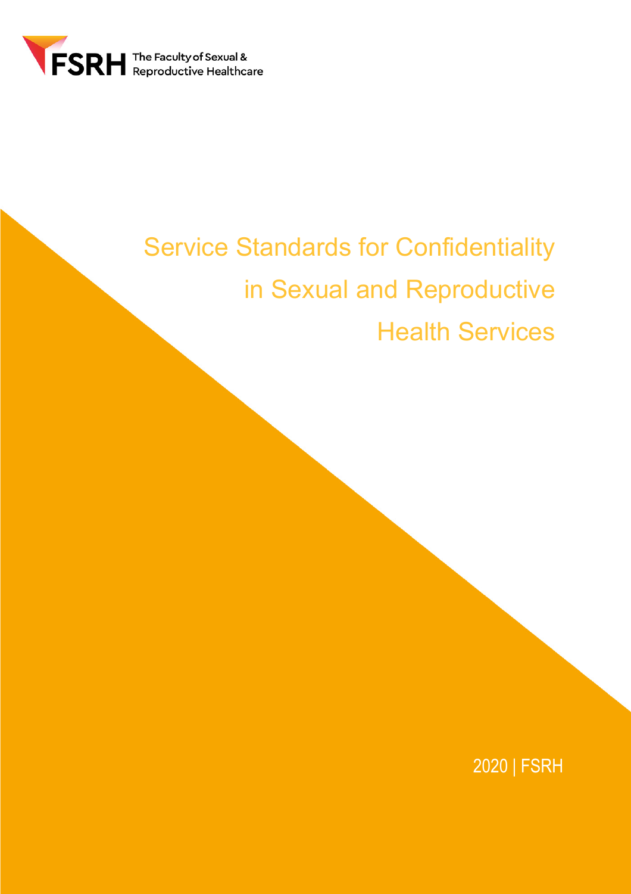FSRH The Faculty of Sexual & Reproductive Healthcare

# Service Standards for Confidentiality in Sexual and Reproductive Health Services

2020 | FSRH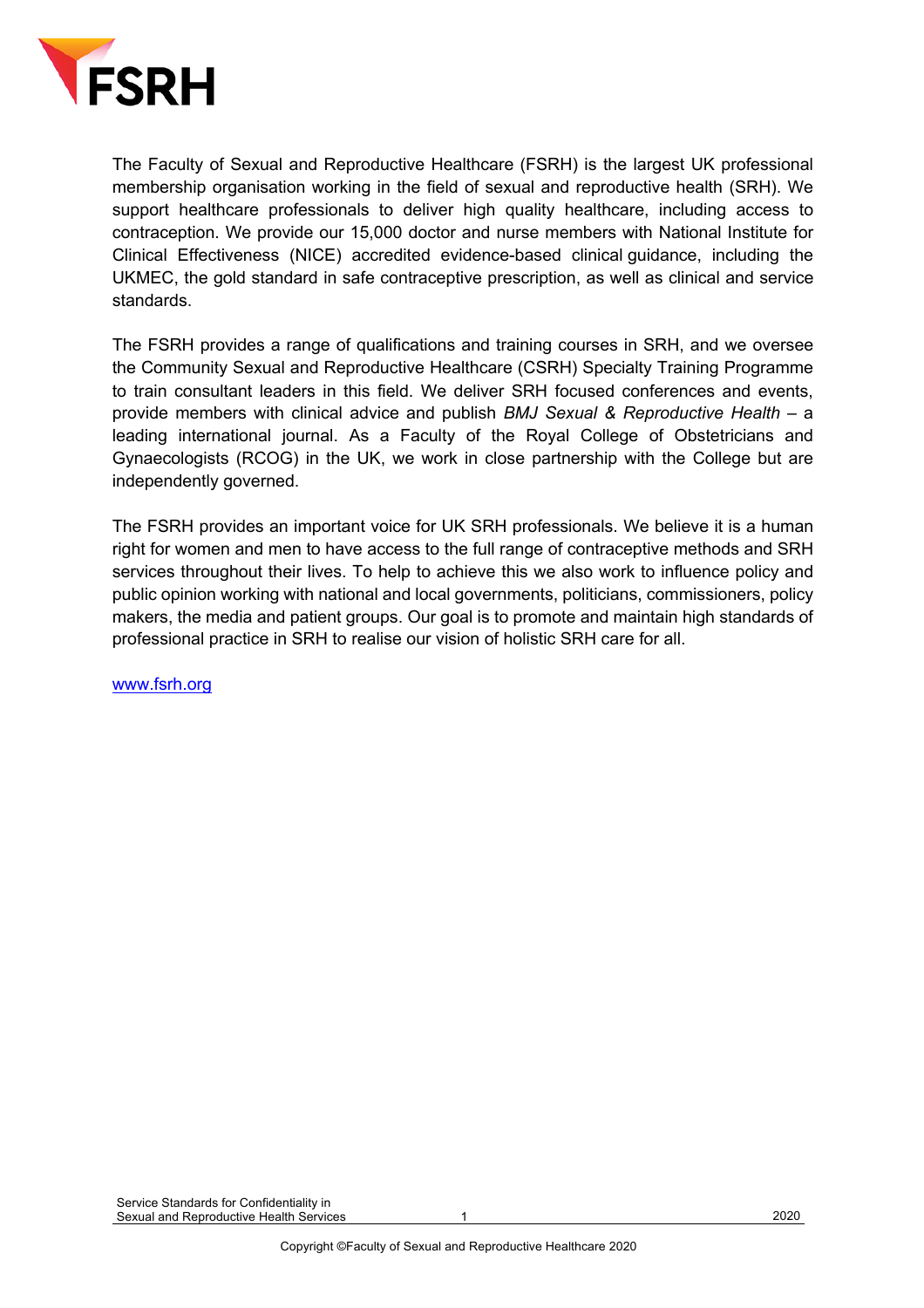The Faculty of Sexual and Reproductive Healthcare (FSRH) is the largest UK professional membership organisation working in the field of sexual and reproductive health (SRH). We support healthcare professionals to deliver high quality healthcare, including access to contraception. We provide our 15,000 doctor and nurse members with National Institute for Clinical Effectiveness (NICE) accredited evidence-based clinical guidance, including the UKMEC, the gold standard in safe contraceptive prescription, as well as clinical and service standards.

The FSRH provides a range of qualifications and training courses in SRH, and we oversee the Community Sexual and Reproductive Healthcare (CSRH) Specialty Training Programme to train consultant leaders in this field. We deliver SRH focused conferences and events, provide members with clinical advice and publish *BMJ Sexual & Reproductive Health* – a leading international journal. As a Faculty of the Royal College of Obstetricians and Gynaecologists (RCOG) in the UK, we work in close partnership with the College but are independently governed.

The FSRH provides an important voice for UK SRH professionals. We believe it is a human right for women and men to have access to the full range of contraceptive methods and SRH services throughout their lives. To help to achieve this we also work to influence policy and public opinion working with national and local governments, politicians, commissioners, policy makers, the media and patient groups. Our goal is to promote and maintain high standards of professional practice in SRH to realise our vision of holistic SRH care for all.

www.fsrh.org

Copyright ©Faculty of Sexual and Reproductive Healthcare 2020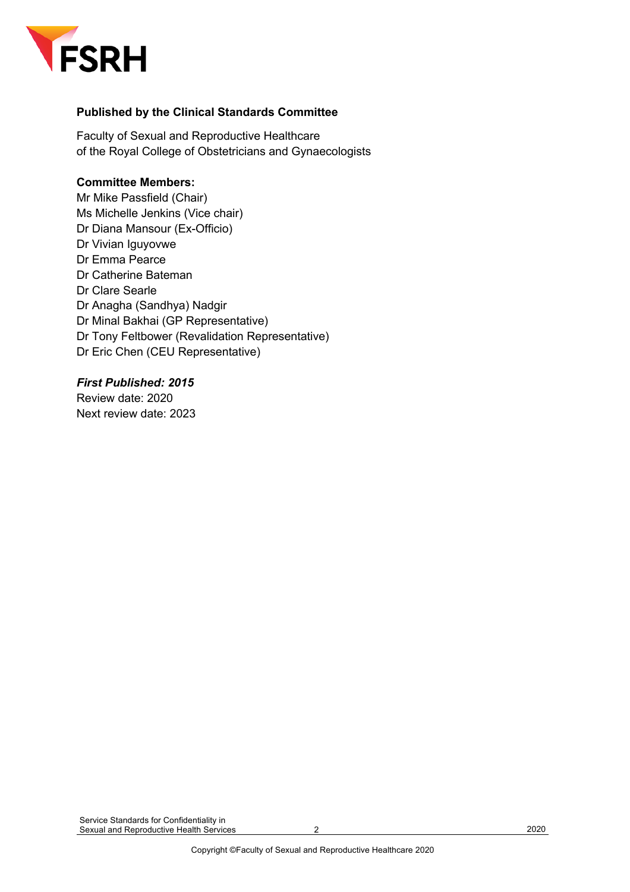**Published by the Clinical Standards Committee**

Faculty of Sexual and Reproductive Healthcare
of the Royal College of Obstetricians and Gynaecologists

**Committee Members:**
Mr Mike Passfield (Chair)
Ms Michelle Jenkins (Vice chair)
Dr Diana Mansour (Ex-Officio)
Dr Vivian Iguyovwe
Dr Emma Pearce
Dr Catherine Bateman
Dr Clare Searle
Dr Anagha (Sandhya) Nadgir
Dr Minal Bakhai (GP Representative)
Dr Tony Feltbower (Revalidation Representative)
Dr Eric Chen (CEU Representative)

***First Published: 2015***
Review date: 2020
Next review date: 2023

Copyright ©Faculty of Sexual and Reproductive Healthcare 2020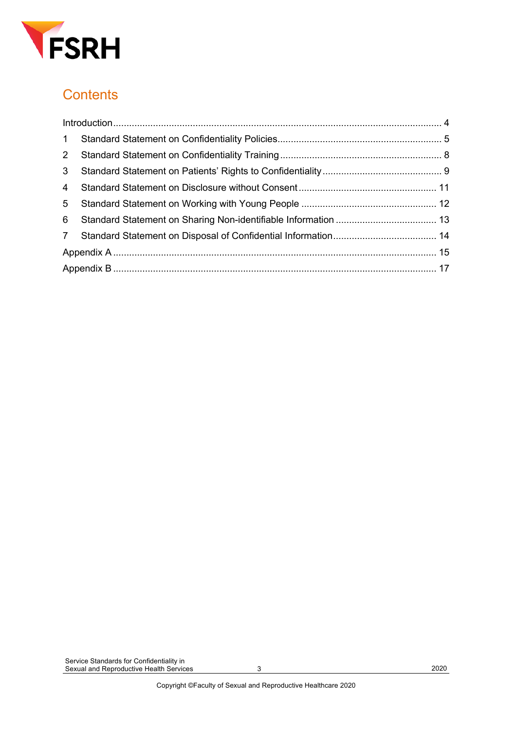# Contents

| | |
|---|---|
| Introduction | 4 |
| 1 Standard Statement on Confidentiality Policies | 5 |
| 2 Standard Statement on Confidentiality Training | 8 |
| 3 Standard Statement on Patients' Rights to Confidentiality | 9 |
| 4 Standard Statement on Disclosure without Consent | 11 |
| 5 Standard Statement on Working with Young People | 12 |
| 6 Standard Statement on Sharing Non-identifiable Information | 13 |
| 7 Standard Statement on Disposal of Confidential Information | 14 |
| Appendix A | 15 |
| Appendix B | 17 |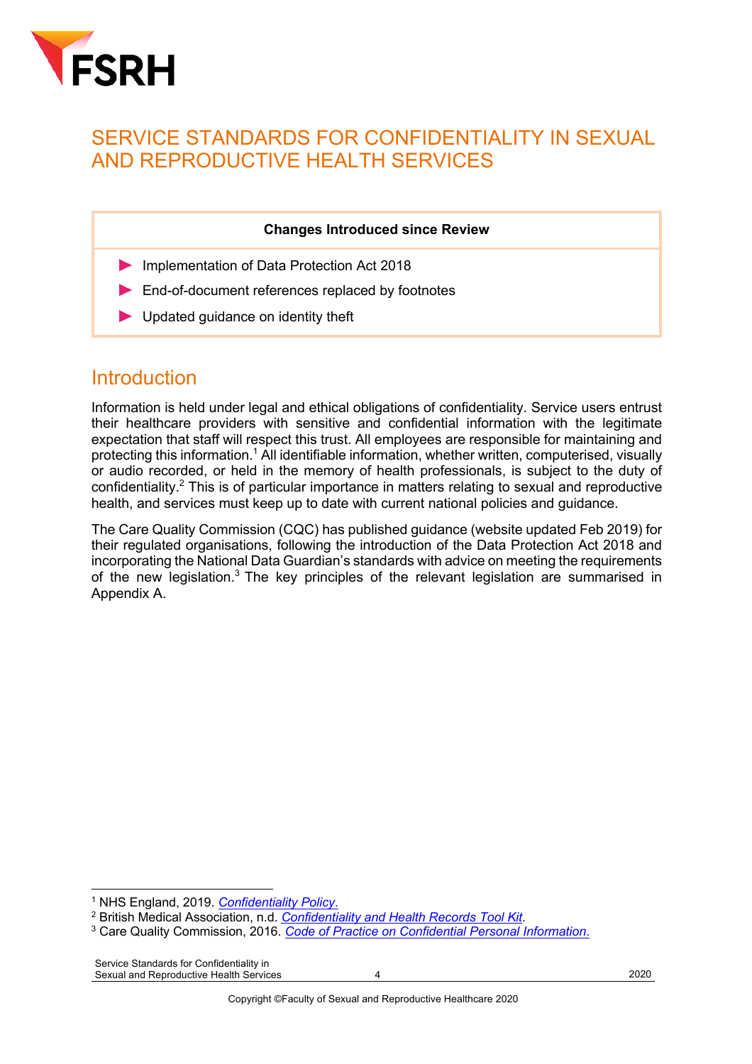# SERVICE STANDARDS FOR CONFIDENTIALITY IN SEXUAL AND REPRODUCTIVE HEALTH SERVICES

| **Changes Introduced since Review** |
| --- |
| ▶ Implementation of Data Protection Act 2018 |
| ▶ End-of-document references replaced by footnotes |
| ▶ Updated guidance on identity theft |

## Introduction

Information is held under legal and ethical obligations of confidentiality. Service users entrust their healthcare providers with sensitive and confidential information with the legitimate expectation that staff will respect this trust. All employees are responsible for maintaining and protecting this information.[1] All identifiable information, whether written, computerised, visually or audio recorded, or held in the memory of health professionals, is subject to the duty of confidentiality.[2] This is of particular importance in matters relating to sexual and reproductive health, and services must keep up to date with current national policies and guidance.

The Care Quality Commission (CQC) has published guidance (website updated Feb 2019) for their regulated organisations, following the introduction of the Data Protection Act 2018 and incorporating the National Data Guardian's standards with advice on meeting the requirements of the new legislation.[3] The key principles of the relevant legislation are summarised in Appendix A.

---

[1] NHS England, 2019. *Confidentiality Policy.*

[2] British Medical Association, n.d. *Confidentiality and Health Records Tool Kit*.

[3] Care Quality Commission, 2016. *Code of Practice on Confidential Personal Information.*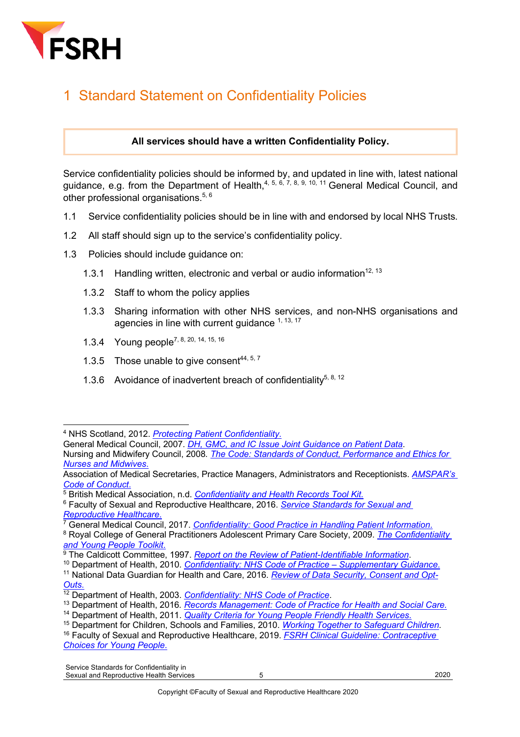# 1 Standard Statement on Confidentiality Policies

**All services should have a written Confidentiality Policy.**

Service confidentiality policies should be informed by, and updated in line with, latest national guidance, e.g. from the Department of Health,[4, 5, 6, 7, 8, 9, 10, 11] General Medical Council, and other professional organisations.[5, 6]

1.1 Service confidentiality policies should be in line with and endorsed by local NHS Trusts.

1.2 All staff should sign up to the service's confidentiality policy.

1.3 Policies should include guidance on:

- 1.3.1 Handling written, electronic and verbal or audio information[12, 13]
- 1.3.2 Staff to whom the policy applies
- 1.3.3 Sharing information with other NHS services, and non-NHS organisations and agencies in line with current guidance [1, 13, 17]
- 1.3.4 Young people[7, 8, 20, 14, 15, 16]
- 1.3.5 Those unable to give consent[44, 5, 7]
- 1.3.6 Avoidance of inadvertent breach of confidentiality[5, 8, 12]

---

[4] NHS Scotland, 2012. *Protecting Patient Confidentiality.*
General Medical Council, 2007. *DH, GMC, and IC Issue Joint Guidance on Patient Data*.
Nursing and Midwifery Council, 2008. *The Code: Standards of Conduct, Performance and Ethics for Nurses and Midwives.*
Association of Medical Secretaries, Practice Managers, Administrators and Receptionists. *AMSPAR's Code of Conduct.*

[5] British Medical Association, n.d. *Confidentiality and Health Records Tool Kit.*

[6] Faculty of Sexual and Reproductive Healthcare, 2016. *Service Standards for Sexual and Reproductive Healthcare.*

[7] General Medical Council, 2017. *Confidentiality: Good Practice in Handling Patient Information.*

[8] Royal College of General Practitioners Adolescent Primary Care Society, 2009. *The Confidentiality and Young People Toolkit.*

[9] The Caldicott Committee, 1997. *Report on the Review of Patient-Identifiable Information*.

[10] Department of Health, 2010. *Confidentiality: NHS Code of Practice – Supplementary Guidance.*

[11] National Data Guardian for Health and Care, 2016. *Review of Data Security, Consent and Opt-Outs.*

[12] Department of Health, 2003. *Confidentiality: NHS Code of Practice*.

[13] Department of Health, 2016. *Records Management: Code of Practice for Health and Social Care.*

[14] Department of Health, 2011. *Quality Criteria for Young People Friendly Health Services.*

[15] Department for Children, Schools and Families, 2010. *Working Together to Safeguard Children*.

[16] Faculty of Sexual and Reproductive Healthcare, 2019. *FSRH Clinical Guideline: Contraceptive Choices for Young People.*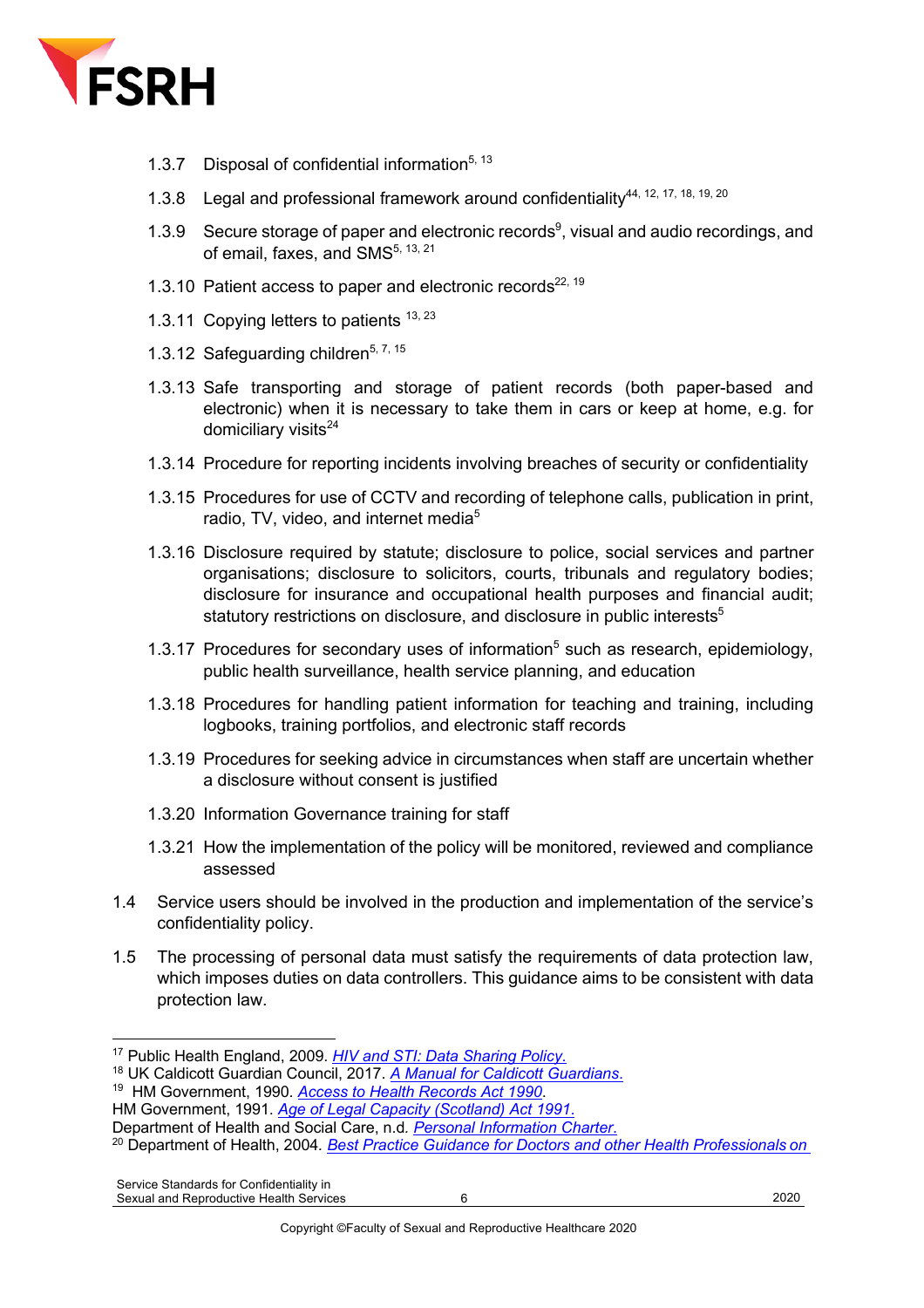1.3.7 Disposal of confidential information[5, 13]

1.3.8 Legal and professional framework around confidentiality[44, 12, 17, 18, 19, 20]

1.3.9 Secure storage of paper and electronic records[9], visual and audio recordings, and of email, faxes, and SMS[5, 13, 21]

1.3.10 Patient access to paper and electronic records[22, 19]

1.3.11 Copying letters to patients [13, 23]

1.3.12 Safeguarding children[5, 7, 15]

1.3.13 Safe transporting and storage of patient records (both paper-based and electronic) when it is necessary to take them in cars or keep at home, e.g. for domiciliary visits[24]

1.3.14 Procedure for reporting incidents involving breaches of security or confidentiality

1.3.15 Procedures for use of CCTV and recording of telephone calls, publication in print, radio, TV, video, and internet media[5]

1.3.16 Disclosure required by statute; disclosure to police, social services and partner organisations; disclosure to solicitors, courts, tribunals and regulatory bodies; disclosure for insurance and occupational health purposes and financial audit; statutory restrictions on disclosure, and disclosure in public interests[5]

1.3.17 Procedures for secondary uses of information[5] such as research, epidemiology, public health surveillance, health service planning, and education

1.3.18 Procedures for handling patient information for teaching and training, including logbooks, training portfolios, and electronic staff records

1.3.19 Procedures for seeking advice in circumstances when staff are uncertain whether a disclosure without consent is justified

1.3.20 Information Governance training for staff

1.3.21 How the implementation of the policy will be monitored, reviewed and compliance assessed

1.4 Service users should be involved in the production and implementation of the service's confidentiality policy.

1.5 The processing of personal data must satisfy the requirements of data protection law, which imposes duties on data controllers. This guidance aims to be consistent with data protection law.

---

[17] Public Health England, 2009. *HIV and STI: Data Sharing Policy.*
[18] UK Caldicott Guardian Council, 2017. *A Manual for Caldicott Guardians.*
[19] HM Government, 1990. *Access to Health Records Act 1990.*
HM Government, 1991. *Age of Legal Capacity (Scotland) Act 1991.*
Department of Health and Social Care, n.d. *Personal Information Charter.*
[20] Department of Health, 2004. *Best Practice Guidance for Doctors and other Health Professionals on*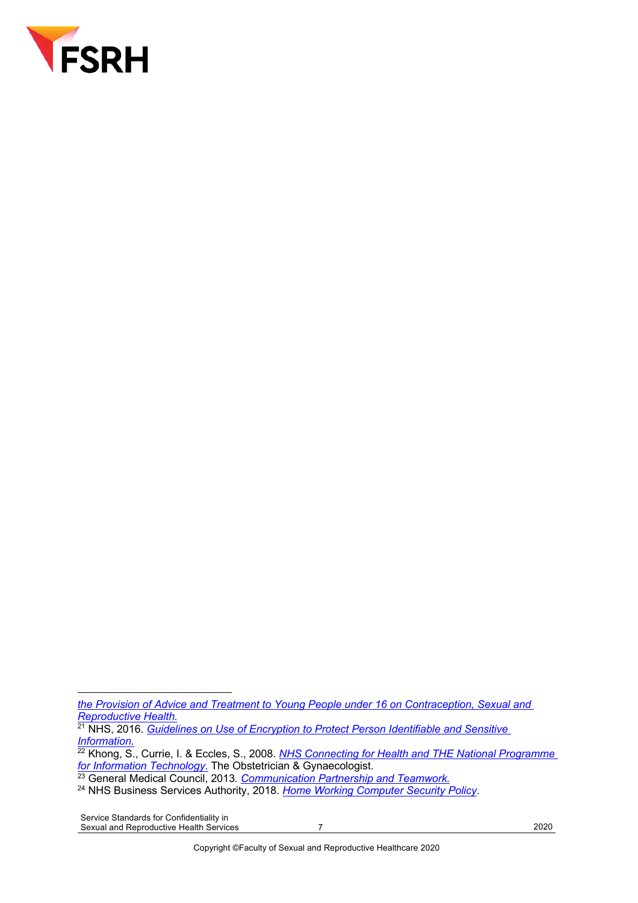*the Provision of Advice and Treatment to Young People under 16 on Contraception, Sexual and Reproductive Health.*

[21] NHS, 2016. *Guidelines on Use of Encryption to Protect Person Identifiable and Sensitive Information.*

[22] Khong, S., Currie, I. & Eccles, S., 2008. *NHS Connecting for Health and THE National Programme for Information Technology*. The Obstetrician & Gynaecologist.

[23] General Medical Council, 2013. *Communication Partnership and Teamwork.*

[24] NHS Business Services Authority, 2018. *Home Working Computer Security Policy*.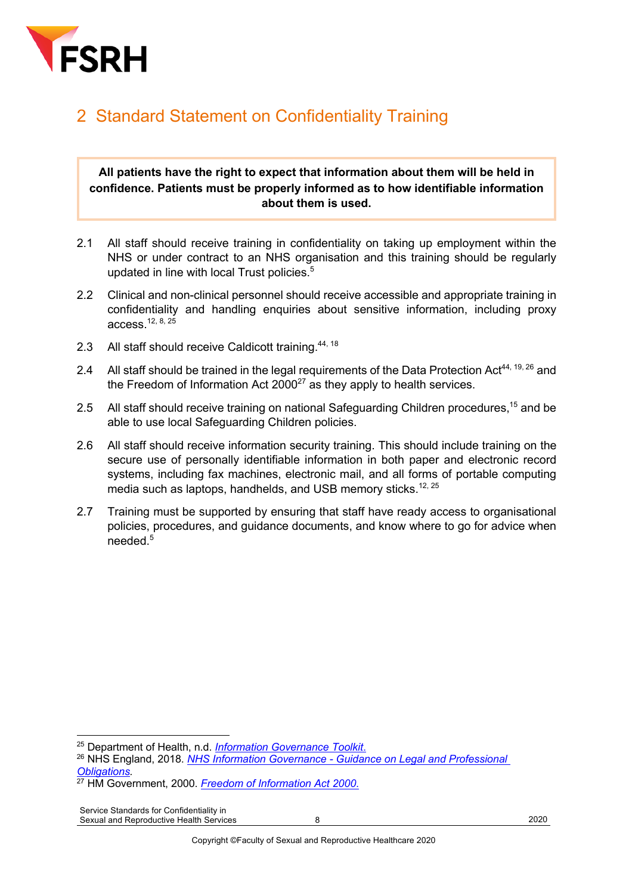## 2 Standard Statement on Confidentiality Training

**All patients have the right to expect that information about them will be held in confidence. Patients must be properly informed as to how identifiable information about them is used.**

2.1 All staff should receive training in confidentiality on taking up employment within the NHS or under contract to an NHS organisation and this training should be regularly updated in line with local Trust policies.[5]

2.2 Clinical and non-clinical personnel should receive accessible and appropriate training in confidentiality and handling enquiries about sensitive information, including proxy access.[12, 8, 25]

2.3 All staff should receive Caldicott training.[44, 18]

2.4 All staff should be trained in the legal requirements of the Data Protection Act[44, 19, 26] and the Freedom of Information Act 2000[27] as they apply to health services.

2.5 All staff should receive training on national Safeguarding Children procedures,[15] and be able to use local Safeguarding Children policies.

2.6 All staff should receive information security training. This should include training on the secure use of personally identifiable information in both paper and electronic record systems, including fax machines, electronic mail, and all forms of portable computing media such as laptops, handhelds, and USB memory sticks.[12, 25]

2.7 Training must be supported by ensuring that staff have ready access to organisational policies, procedures, and guidance documents, and know where to go for advice when needed.[5]

---

[25] Department of Health, n.d. *Information Governance Toolkit.*
[26] NHS England, 2018. *NHS Information Governance - Guidance on Legal and Professional Obligations.*
[27] HM Government, 2000. *Freedom of Information Act 2000.*

Copyright ©Faculty of Sexual and Reproductive Healthcare 2020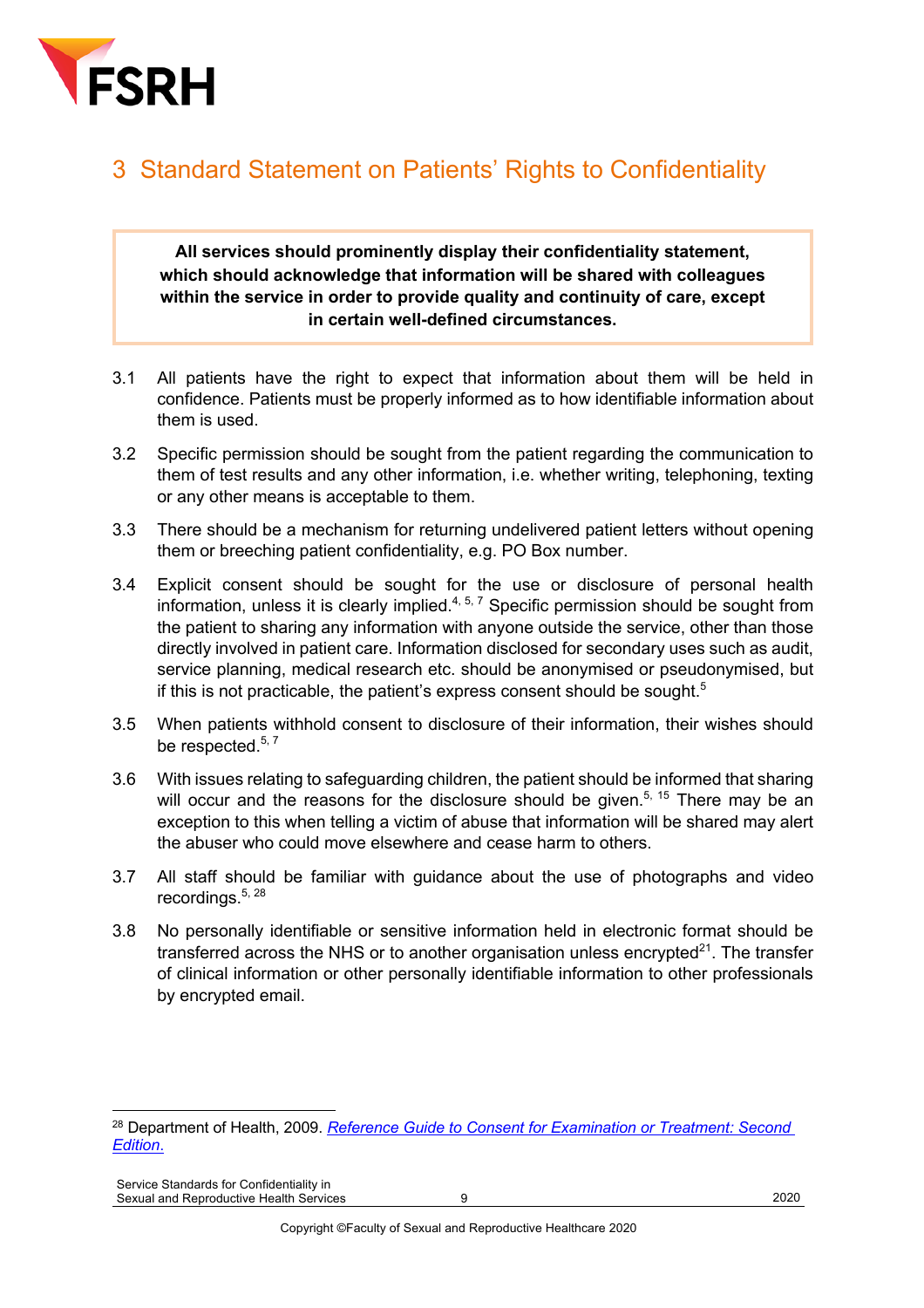## 3 Standard Statement on Patients' Rights to Confidentiality

> **All services should prominently display their confidentiality statement, which should acknowledge that information will be shared with colleagues within the service in order to provide quality and continuity of care, except in certain well-defined circumstances.**

3.1 All patients have the right to expect that information about them will be held in confidence. Patients must be properly informed as to how identifiable information about them is used.

3.2 Specific permission should be sought from the patient regarding the communication to them of test results and any other information, i.e. whether writing, telephoning, texting or any other means is acceptable to them.

3.3 There should be a mechanism for returning undelivered patient letters without opening them or breeching patient confidentiality, e.g. PO Box number.

3.4 Explicit consent should be sought for the use or disclosure of personal health information, unless it is clearly implied.[4, 5, 7] Specific permission should be sought from the patient to sharing any information with anyone outside the service, other than those directly involved in patient care. Information disclosed for secondary uses such as audit, service planning, medical research etc. should be anonymised or pseudonymised, but if this is not practicable, the patient's express consent should be sought.[5]

3.5 When patients withhold consent to disclosure of their information, their wishes should be respected.[5, 7]

3.6 With issues relating to safeguarding children, the patient should be informed that sharing will occur and the reasons for the disclosure should be given.[5, 15] There may be an exception to this when telling a victim of abuse that information will be shared may alert the abuser who could move elsewhere and cease harm to others.

3.7 All staff should be familiar with guidance about the use of photographs and video recordings.[5, 28]

3.8 No personally identifiable or sensitive information held in electronic format should be transferred across the NHS or to another organisation unless encrypted[21]. The transfer of clinical information or other personally identifiable information to other professionals by encrypted email.

---

[28] Department of Health, 2009. *Reference Guide to Consent for Examination or Treatment: Second Edition.*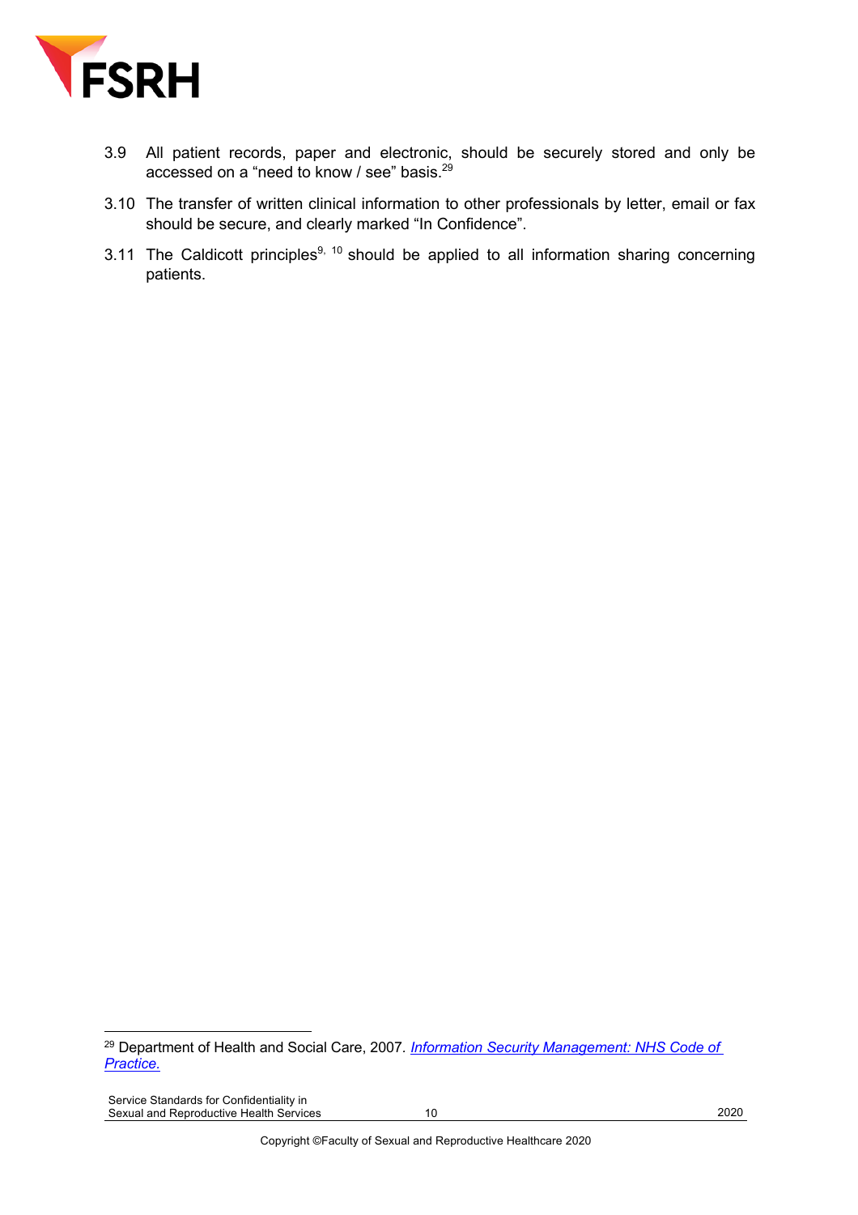3.9 All patient records, paper and electronic, should be securely stored and only be accessed on a "need to know / see" basis.[29]

3.10 The transfer of written clinical information to other professionals by letter, email or fax should be secure, and clearly marked "In Confidence".

3.11 The Caldicott principles[9, 10] should be applied to all information sharing concerning patients.

---

[29] Department of Health and Social Care, 2007. *Information Security Management: NHS Code of Practice.*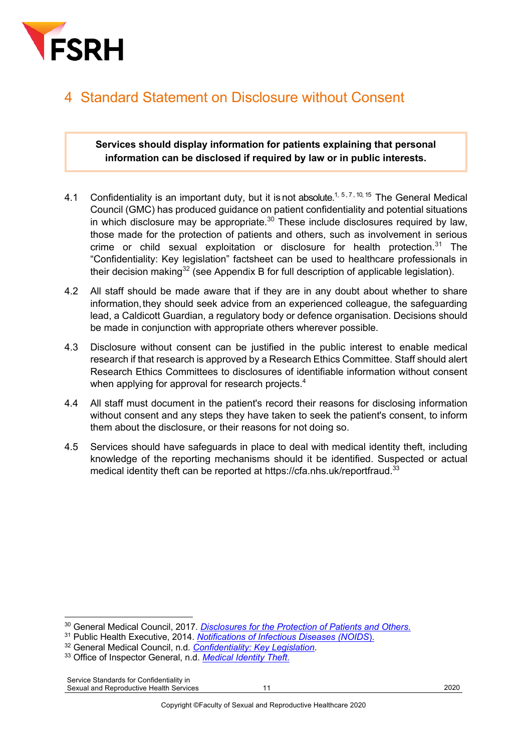## 4 Standard Statement on Disclosure without Consent

**Services should display information for patients explaining that personal information can be disclosed if required by law or in public interests.**

4.1 Confidentiality is an important duty, but it is not absolute.[1, 5, 7, 10, 15] The General Medical Council (GMC) has produced guidance on patient confidentiality and potential situations in which disclosure may be appropriate.[30] These include disclosures required by law, those made for the protection of patients and others, such as involvement in serious crime or child sexual exploitation or disclosure for health protection.[31] The "Confidentiality: Key legislation" factsheet can be used to healthcare professionals in their decision making[32] (see Appendix B for full description of applicable legislation).

4.2 All staff should be made aware that if they are in any doubt about whether to share information, they should seek advice from an experienced colleague, the safeguarding lead, a Caldicott Guardian, a regulatory body or defence organisation. Decisions should be made in conjunction with appropriate others wherever possible.

4.3 Disclosure without consent can be justified in the public interest to enable medical research if that research is approved by a Research Ethics Committee. Staff should alert Research Ethics Committees to disclosures of identifiable information without consent when applying for approval for research projects.[4]

4.4 All staff must document in the patient's record their reasons for disclosing information without consent and any steps they have taken to seek the patient's consent, to inform them about the disclosure, or their reasons for not doing so.

4.5 Services should have safeguards in place to deal with medical identity theft, including knowledge of the reporting mechanisms should it be identified. Suspected or actual medical identity theft can be reported at https://cfa.nhs.uk/reportfraud.[33]

---

[30] General Medical Council, 2017. *Disclosures for the Protection of Patients and Others.*
[31] Public Health Executive, 2014. *Notifications of Infectious Diseases (NOIDS).*
[32] General Medical Council, n.d. *Confidentiality: Key Legislation*.
[33] Office of Inspector General, n.d. *Medical Identity Theft.*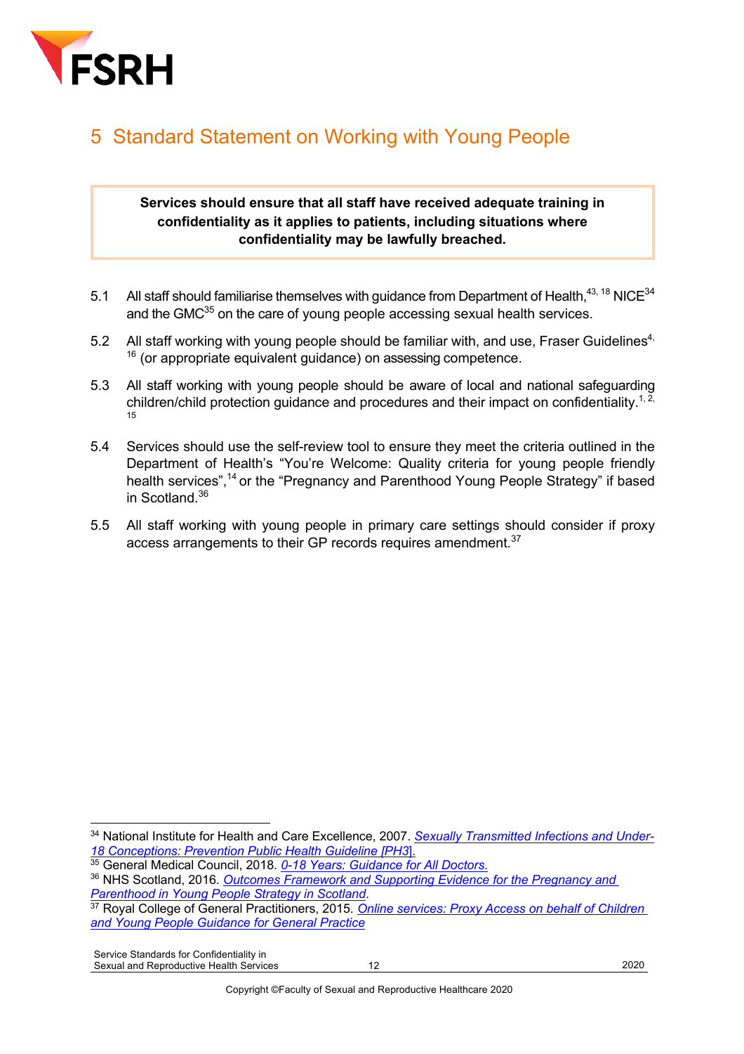# 5 Standard Statement on Working with Young People

> **Services should ensure that all staff have received adequate training in confidentiality as it applies to patients, including situations where confidentiality may be lawfully breached.**

5.1 All staff should familiarise themselves with guidance from Department of Health,[43, 18] NICE[34] and the GMC[35] on the care of young people accessing sexual health services.

5.2 All staff working with young people should be familiar with, and use, Fraser Guidelines[4, 16] (or appropriate equivalent guidance) on assessing competence.

5.3 All staff working with young people should be aware of local and national safeguarding children/child protection guidance and procedures and their impact on confidentiality.[1, 2, 15]

5.4 Services should use the self-review tool to ensure they meet the criteria outlined in the Department of Health's "You're Welcome: Quality criteria for young people friendly health services",[14] or the "Pregnancy and Parenthood Young People Strategy" if based in Scotland.[36]

5.5 All staff working with young people in primary care settings should consider if proxy access arrangements to their GP records requires amendment.[37]

---

[34] National Institute for Health and Care Excellence, 2007. *Sexually Transmitted Infections and Under-18 Conceptions: Prevention Public Health Guideline [PH3]*.

[35] General Medical Council, 2018. *0-18 Years: Guidance for All Doctors.*

[36] NHS Scotland, 2016. *Outcomes Framework and Supporting Evidence for the Pregnancy and Parenthood in Young People Strategy in Scotland*.

[37] Royal College of General Practitioners, 2015. *Online services: Proxy Access on behalf of Children and Young People Guidance for General Practice*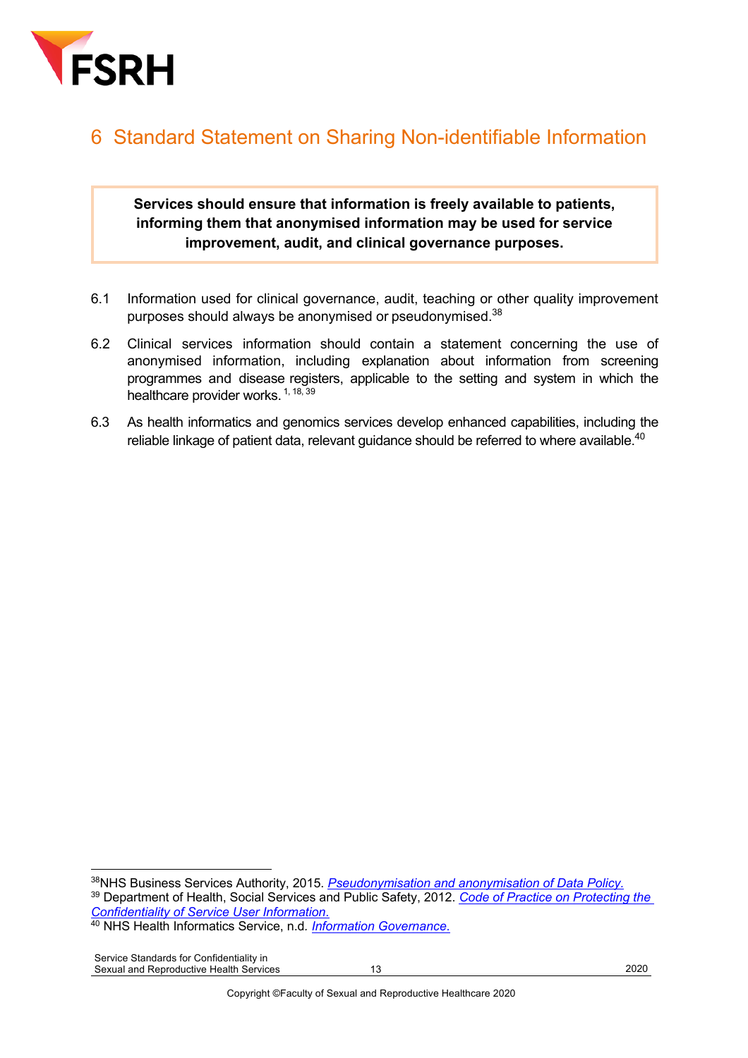# 6 Standard Statement on Sharing Non-identifiable Information

> **Services should ensure that information is freely available to patients, informing them that anonymised information may be used for service improvement, audit, and clinical governance purposes.**

6.1 Information used for clinical governance, audit, teaching or other quality improvement purposes should always be anonymised or pseudonymised.[38]

6.2 Clinical services information should contain a statement concerning the use of anonymised information, including explanation about information from screening programmes and disease registers, applicable to the setting and system in which the healthcare provider works.[1, 18, 39]

6.3 As health informatics and genomics services develop enhanced capabilities, including the reliable linkage of patient data, relevant guidance should be referred to where available.[40]

---

[38] NHS Business Services Authority, 2015. *Pseudonymisation and anonymisation of Data Policy.*

[39] Department of Health, Social Services and Public Safety, 2012. *Code of Practice on Protecting the Confidentiality of Service User Information.*

[40] NHS Health Informatics Service, n.d. *Information Governance.*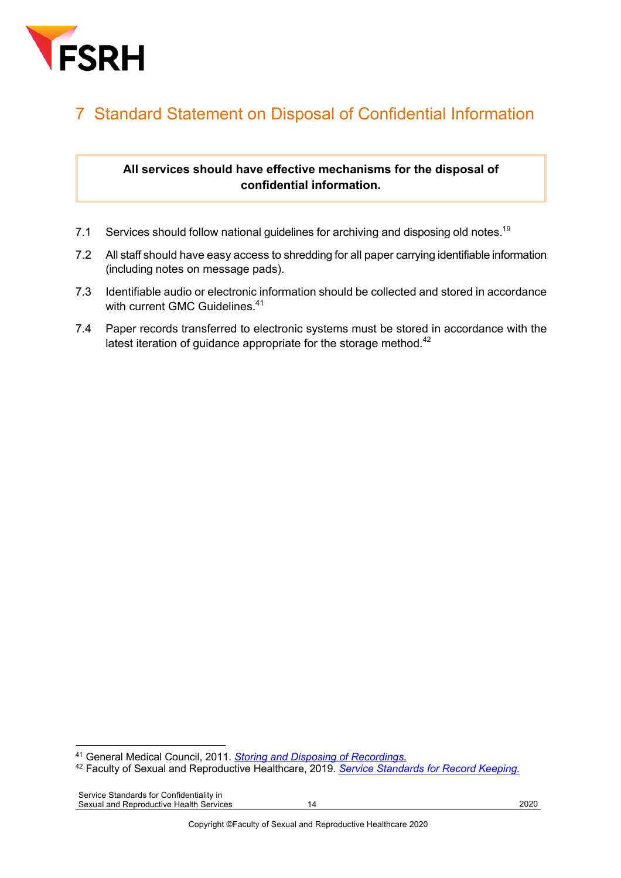# 7 Standard Statement on Disposal of Confidential Information

**All services should have effective mechanisms for the disposal of confidential information.**

7.1 Services should follow national guidelines for archiving and disposing old notes.[19]

7.2 All staff should have easy access to shredding for all paper carrying identifiable information (including notes on message pads).

7.3 Identifiable audio or electronic information should be collected and stored in accordance with current GMC Guidelines.[41]

7.4 Paper records transferred to electronic systems must be stored in accordance with the latest iteration of guidance appropriate for the storage method.[42]

---

[41] General Medical Council, 2011. *Storing and Disposing of Recordings.*

[42] Faculty of Sexual and Reproductive Healthcare, 2019. *Service Standards for Record Keeping.*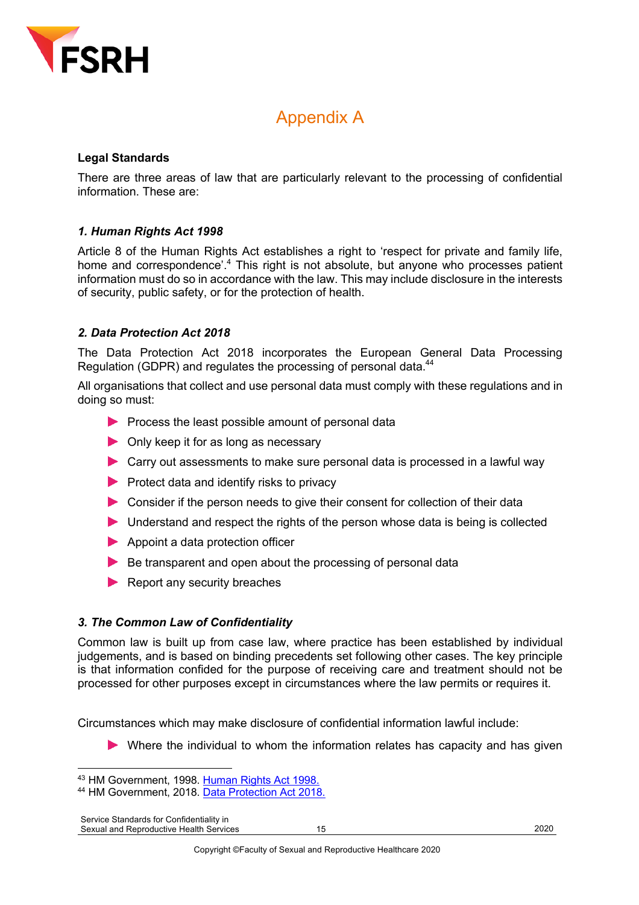# Appendix A

**Legal Standards**

There are three areas of law that are particularly relevant to the processing of confidential information. These are:

### *1. Human Rights Act 1998*

Article 8 of the Human Rights Act establishes a right to 'respect for private and family life, home and correspondence'.[4] This right is not absolute, but anyone who processes patient information must do so in accordance with the law. This may include disclosure in the interests of security, public safety, or for the protection of health.

### *2. Data Protection Act 2018*

The Data Protection Act 2018 incorporates the European General Data Processing Regulation (GDPR) and regulates the processing of personal data.[44]

All organisations that collect and use personal data must comply with these regulations and in doing so must:

- Process the least possible amount of personal data
- Only keep it for as long as necessary
- Carry out assessments to make sure personal data is processed in a lawful way
- Protect data and identify risks to privacy
- Consider if the person needs to give their consent for collection of their data
- Understand and respect the rights of the person whose data is being is collected
- Appoint a data protection officer
- Be transparent and open about the processing of personal data
- Report any security breaches

### *3. The Common Law of Confidentiality*

Common law is built up from case law, where practice has been established by individual judgements, and is based on binding precedents set following other cases. The key principle is that information confided for the purpose of receiving care and treatment should not be processed for other purposes except in circumstances where the law permits or requires it.

Circumstances which may make disclosure of confidential information lawful include:

- Where the individual to whom the information relates has capacity and has given

[43] HM Government, 1998. Human Rights Act 1998.
[44] HM Government, 2018. Data Protection Act 2018.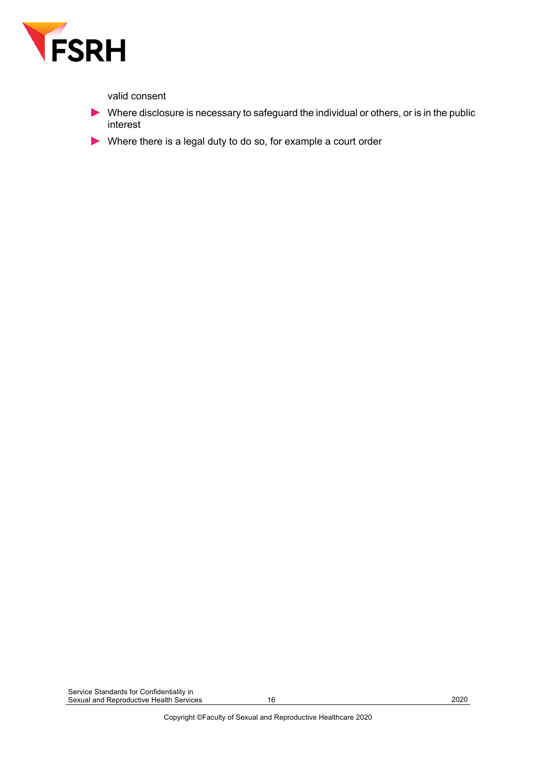valid consent

- Where disclosure is necessary to safeguard the individual or others, or is in the public interest
- Where there is a legal duty to do so, for example a court order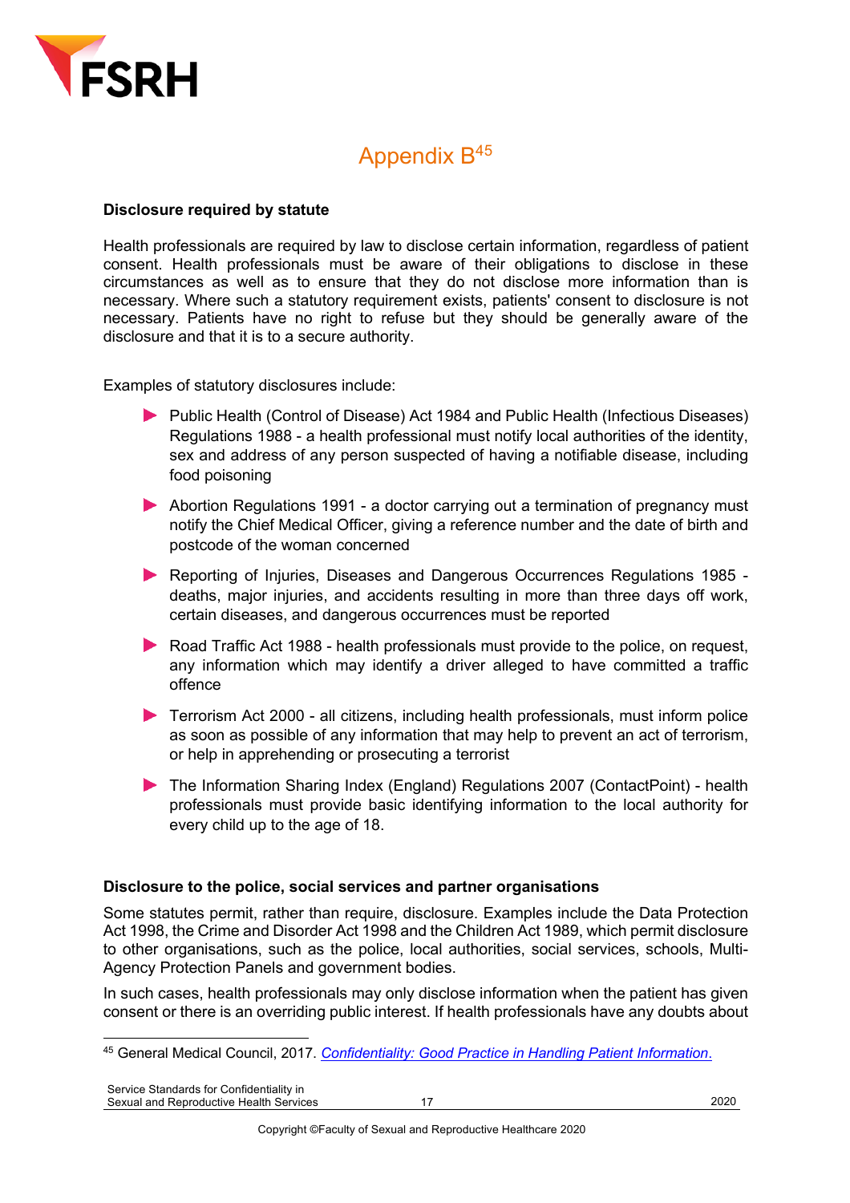# Appendix B[45]

**Disclosure required by statute**

Health professionals are required by law to disclose certain information, regardless of patient consent. Health professionals must be aware of their obligations to disclose in these circumstances as well as to ensure that they do not disclose more information than is necessary. Where such a statutory requirement exists, patients' consent to disclosure is not necessary. Patients have no right to refuse but they should be generally aware of the disclosure and that it is to a secure authority.

Examples of statutory disclosures include:

- Public Health (Control of Disease) Act 1984 and Public Health (Infectious Diseases) Regulations 1988 - a health professional must notify local authorities of the identity, sex and address of any person suspected of having a notifiable disease, including food poisoning
- Abortion Regulations 1991 - a doctor carrying out a termination of pregnancy must notify the Chief Medical Officer, giving a reference number and the date of birth and postcode of the woman concerned
- Reporting of Injuries, Diseases and Dangerous Occurrences Regulations 1985 - deaths, major injuries, and accidents resulting in more than three days off work, certain diseases, and dangerous occurrences must be reported
- Road Traffic Act 1988 - health professionals must provide to the police, on request, any information which may identify a driver alleged to have committed a traffic offence
- Terrorism Act 2000 - all citizens, including health professionals, must inform police as soon as possible of any information that may help to prevent an act of terrorism, or help in apprehending or prosecuting a terrorist
- The Information Sharing Index (England) Regulations 2007 (ContactPoint) - health professionals must provide basic identifying information to the local authority for every child up to the age of 18.

**Disclosure to the police, social services and partner organisations**

Some statutes permit, rather than require, disclosure. Examples include the Data Protection Act 1998, the Crime and Disorder Act 1998 and the Children Act 1989, which permit disclosure to other organisations, such as the police, local authorities, social services, schools, Multi-Agency Protection Panels and government bodies.

In such cases, health professionals may only disclose information when the patient has given consent or there is an overriding public interest. If health professionals have any doubts about

[45] General Medical Council, 2017. *Confidentiality: Good Practice in Handling Patient Information*.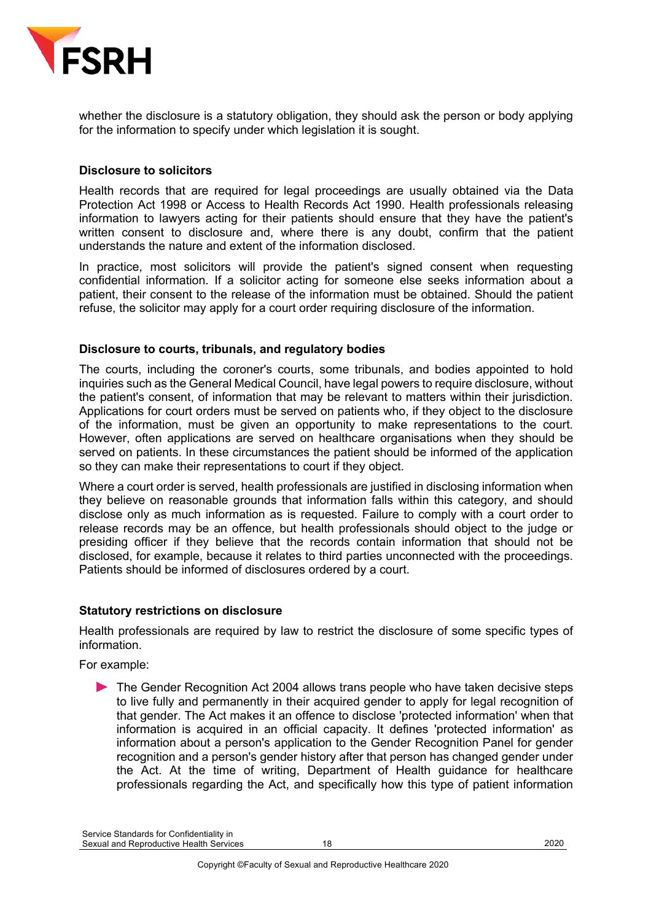whether the disclosure is a statutory obligation, they should ask the person or body applying for the information to specify under which legislation it is sought.

### Disclosure to solicitors

Health records that are required for legal proceedings are usually obtained via the Data Protection Act 1998 or Access to Health Records Act 1990. Health professionals releasing information to lawyers acting for their patients should ensure that they have the patient's written consent to disclosure and, where there is any doubt, confirm that the patient understands the nature and extent of the information disclosed.

In practice, most solicitors will provide the patient's signed consent when requesting confidential information. If a solicitor acting for someone else seeks information about a patient, their consent to the release of the information must be obtained. Should the patient refuse, the solicitor may apply for a court order requiring disclosure of the information.

### Disclosure to courts, tribunals, and regulatory bodies

The courts, including the coroner's courts, some tribunals, and bodies appointed to hold inquiries such as the General Medical Council, have legal powers to require disclosure, without the patient's consent, of information that may be relevant to matters within their jurisdiction. Applications for court orders must be served on patients who, if they object to the disclosure of the information, must be given an opportunity to make representations to the court. However, often applications are served on healthcare organisations when they should be served on patients. In these circumstances the patient should be informed of the application so they can make their representations to court if they object.

Where a court order is served, health professionals are justified in disclosing information when they believe on reasonable grounds that information falls within this category, and should disclose only as much information as is requested. Failure to comply with a court order to release records may be an offence, but health professionals should object to the judge or presiding officer if they believe that the records contain information that should not be disclosed, for example, because it relates to third parties unconnected with the proceedings. Patients should be informed of disclosures ordered by a court.

### Statutory restrictions on disclosure

Health professionals are required by law to restrict the disclosure of some specific types of information.

For example:

- The Gender Recognition Act 2004 allows trans people who have taken decisive steps to live fully and permanently in their acquired gender to apply for legal recognition of that gender. The Act makes it an offence to disclose 'protected information' when that information is acquired in an official capacity. It defines 'protected information' as information about a person's application to the Gender Recognition Panel for gender recognition and a person's gender history after that person has changed gender under the Act. At the time of writing, Department of Health guidance for healthcare professionals regarding the Act, and specifically how this type of patient information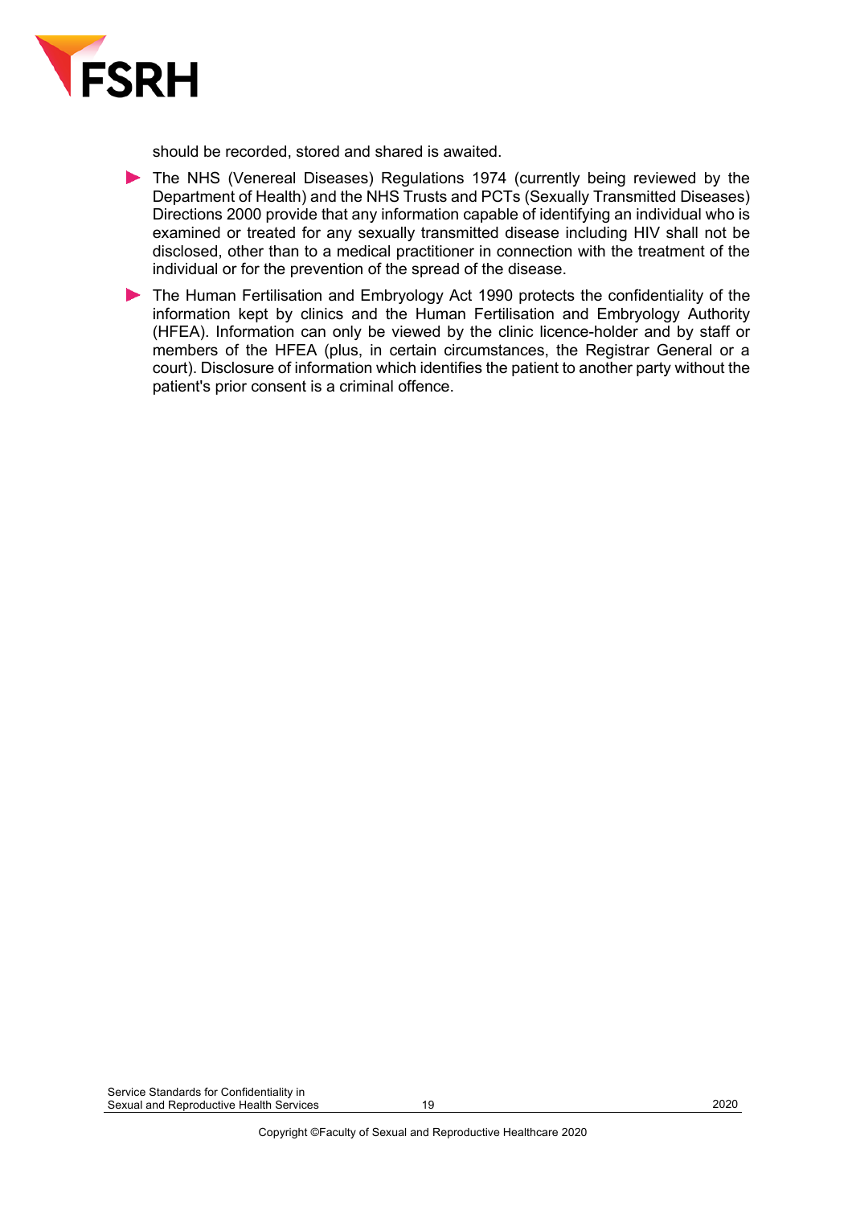should be recorded, stored and shared is awaited.

- The NHS (Venereal Diseases) Regulations 1974 (currently being reviewed by the Department of Health) and the NHS Trusts and PCTs (Sexually Transmitted Diseases) Directions 2000 provide that any information capable of identifying an individual who is examined or treated for any sexually transmitted disease including HIV shall not be disclosed, other than to a medical practitioner in connection with the treatment of the individual or for the prevention of the spread of the disease.
- The Human Fertilisation and Embryology Act 1990 protects the confidentiality of the information kept by clinics and the Human Fertilisation and Embryology Authority (HFEA). Information can only be viewed by the clinic licence-holder and by staff or members of the HFEA (plus, in certain circumstances, the Registrar General or a court). Disclosure of information which identifies the patient to another party without the patient's prior consent is a criminal offence.